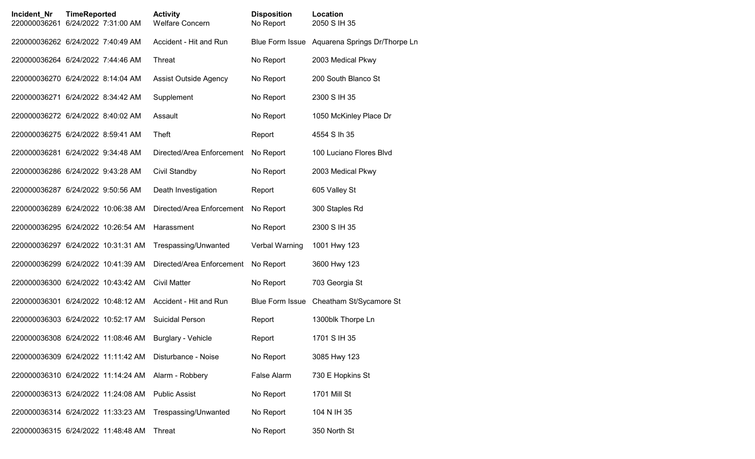| Incident_Nr | TimeReported | Activity | Disposition | Location |
| --- | --- | --- | --- | --- |
| 220000036261 | 6/24/2022 7:31:00 AM | Welfare Concern | No Report | 2050 S IH 35 |
| 220000036262 | 6/24/2022 7:40:49 AM | Accident - Hit and Run | Blue Form Issue | Aquarena Springs Dr/Thorpe Ln |
| 220000036264 | 6/24/2022 7:44:46 AM | Threat | No Report | 2003 Medical Pkwy |
| 220000036270 | 6/24/2022 8:14:04 AM | Assist Outside Agency | No Report | 200 South Blanco St |
| 220000036271 | 6/24/2022 8:34:42 AM | Supplement | No Report | 2300 S IH 35 |
| 220000036272 | 6/24/2022 8:40:02 AM | Assault | No Report | 1050 McKinley Place Dr |
| 220000036275 | 6/24/2022 8:59:41 AM | Theft | Report | 4554 S Ih 35 |
| 220000036281 | 6/24/2022 9:34:48 AM | Directed/Area Enforcement | No Report | 100 Luciano Flores Blvd |
| 220000036286 | 6/24/2022 9:43:28 AM | Civil Standby | No Report | 2003 Medical Pkwy |
| 220000036287 | 6/24/2022 9:50:56 AM | Death Investigation | Report | 605 Valley St |
| 220000036289 | 6/24/2022 10:06:38 AM | Directed/Area Enforcement | No Report | 300 Staples Rd |
| 220000036295 | 6/24/2022 10:26:54 AM | Harassment | No Report | 2300 S IH 35 |
| 220000036297 | 6/24/2022 10:31:31 AM | Trespassing/Unwanted | Verbal Warning | 1001 Hwy 123 |
| 220000036299 | 6/24/2022 10:41:39 AM | Directed/Area Enforcement | No Report | 3600 Hwy 123 |
| 220000036300 | 6/24/2022 10:43:42 AM | Civil Matter | No Report | 703 Georgia St |
| 220000036301 | 6/24/2022 10:48:12 AM | Accident - Hit and Run | Blue Form Issue | Cheatham St/Sycamore St |
| 220000036303 | 6/24/2022 10:52:17 AM | Suicidal Person | Report | 1300blk Thorpe Ln |
| 220000036308 | 6/24/2022 11:08:46 AM | Burglary - Vehicle | Report | 1701 S IH 35 |
| 220000036309 | 6/24/2022 11:11:42 AM | Disturbance - Noise | No Report | 3085 Hwy 123 |
| 220000036310 | 6/24/2022 11:14:24 AM | Alarm - Robbery | False Alarm | 730 E Hopkins St |
| 220000036313 | 6/24/2022 11:24:08 AM | Public Assist | No Report | 1701 Mill St |
| 220000036314 | 6/24/2022 11:33:23 AM | Trespassing/Unwanted | No Report | 104 N IH 35 |
| 220000036315 | 6/24/2022 11:48:48 AM | Threat | No Report | 350 North St |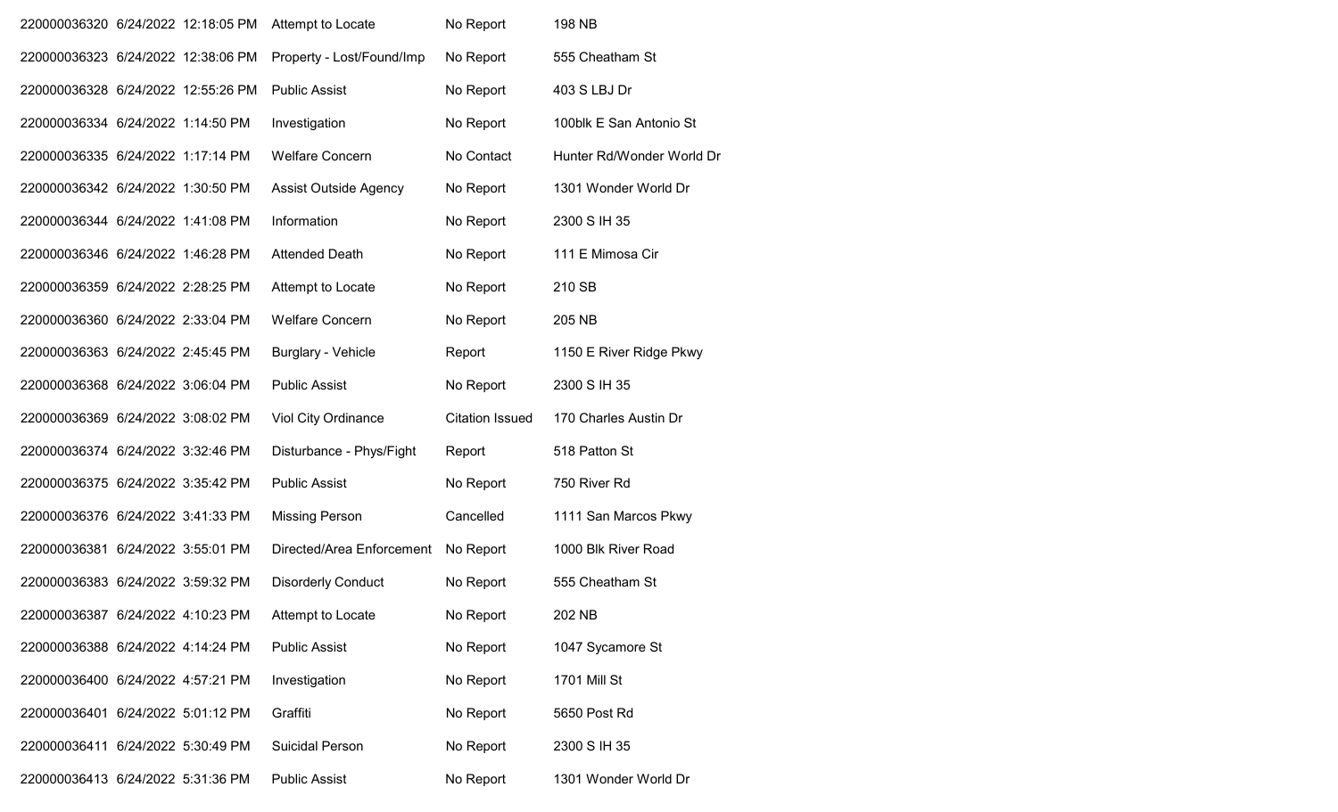| | | | | |
|---|---|---|---|---|
| 220000036320 | 6/24/2022 12:18:05 PM | Attempt to Locate | No Report | 198 NB |
| 220000036323 | 6/24/2022 12:38:06 PM | Property - Lost/Found/Imp | No Report | 555 Cheatham St |
| 220000036328 | 6/24/2022 12:55:26 PM | Public Assist | No Report | 403 S LBJ Dr |
| 220000036334 | 6/24/2022 1:14:50 PM | Investigation | No Report | 100blk E San Antonio St |
| 220000036335 | 6/24/2022 1:17:14 PM | Welfare Concern | No Contact | Hunter Rd/Wonder World Dr |
| 220000036342 | 6/24/2022 1:30:50 PM | Assist Outside Agency | No Report | 1301 Wonder World Dr |
| 220000036344 | 6/24/2022 1:41:08 PM | Information | No Report | 2300 S IH 35 |
| 220000036346 | 6/24/2022 1:46:28 PM | Attended Death | No Report | 111 E Mimosa Cir |
| 220000036359 | 6/24/2022 2:28:25 PM | Attempt to Locate | No Report | 210 SB |
| 220000036360 | 6/24/2022 2:33:04 PM | Welfare Concern | No Report | 205 NB |
| 220000036363 | 6/24/2022 2:45:45 PM | Burglary - Vehicle | Report | 1150 E River Ridge Pkwy |
| 220000036368 | 6/24/2022 3:06:04 PM | Public Assist | No Report | 2300 S IH 35 |
| 220000036369 | 6/24/2022 3:08:02 PM | Viol City Ordinance | Citation Issued | 170 Charles Austin Dr |
| 220000036374 | 6/24/2022 3:32:46 PM | Disturbance - Phys/Fight | Report | 518 Patton St |
| 220000036375 | 6/24/2022 3:35:42 PM | Public Assist | No Report | 750 River Rd |
| 220000036376 | 6/24/2022 3:41:33 PM | Missing Person | Cancelled | 1111 San Marcos Pkwy |
| 220000036381 | 6/24/2022 3:55:01 PM | Directed/Area Enforcement | No Report | 1000 Blk River Road |
| 220000036383 | 6/24/2022 3:59:32 PM | Disorderly Conduct | No Report | 555 Cheatham St |
| 220000036387 | 6/24/2022 4:10:23 PM | Attempt to Locate | No Report | 202 NB |
| 220000036388 | 6/24/2022 4:14:24 PM | Public Assist | No Report | 1047 Sycamore St |
| 220000036400 | 6/24/2022 4:57:21 PM | Investigation | No Report | 1701 Mill St |
| 220000036401 | 6/24/2022 5:01:12 PM | Graffiti | No Report | 5650 Post Rd |
| 220000036411 | 6/24/2022 5:30:49 PM | Suicidal Person | No Report | 2300 S IH 35 |
| 220000036413 | 6/24/2022 5:31:36 PM | Public Assist | No Report | 1301 Wonder World Dr |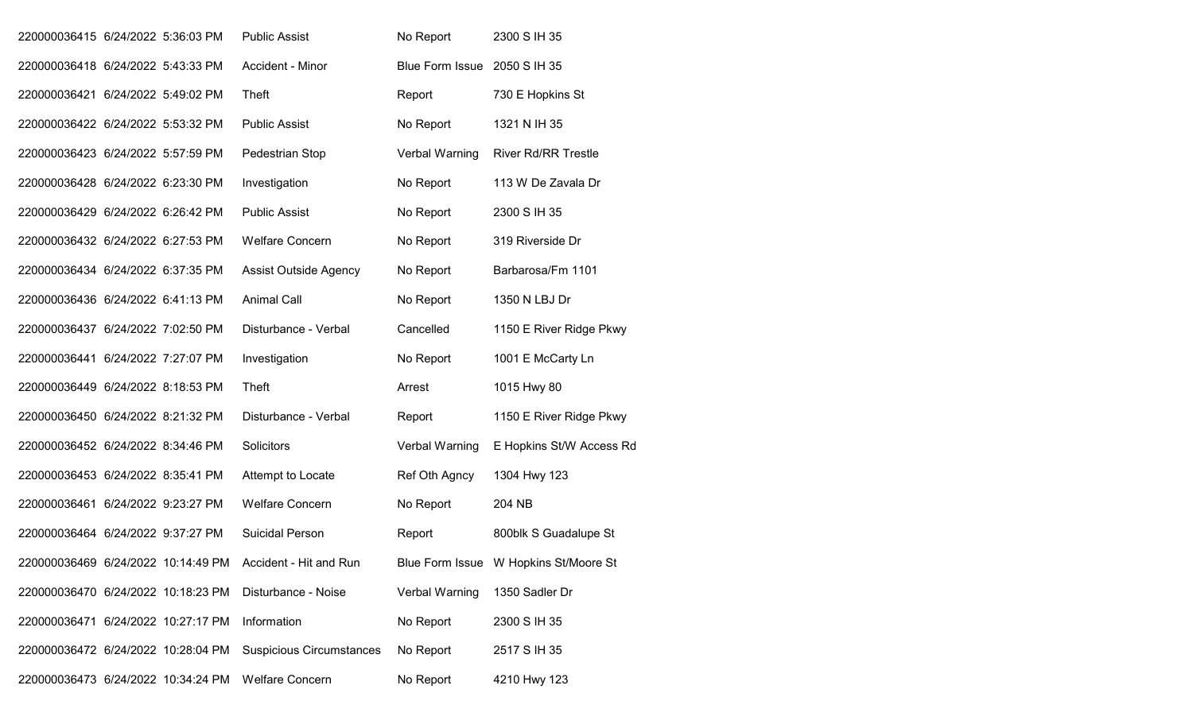| | | | | | |
|---|---|---|---|---|---|
| 220000036415 | 6/24/2022 | 5:36:03 PM | Public Assist | No Report | 2300 S IH 35 |
| 220000036418 | 6/24/2022 | 5:43:33 PM | Accident - Minor | Blue Form Issue | 2050 S IH 35 |
| 220000036421 | 6/24/2022 | 5:49:02 PM | Theft | Report | 730 E Hopkins St |
| 220000036422 | 6/24/2022 | 5:53:32 PM | Public Assist | No Report | 1321 N IH 35 |
| 220000036423 | 6/24/2022 | 5:57:59 PM | Pedestrian Stop | Verbal Warning | River Rd/RR Trestle |
| 220000036428 | 6/24/2022 | 6:23:30 PM | Investigation | No Report | 113 W De Zavala Dr |
| 220000036429 | 6/24/2022 | 6:26:42 PM | Public Assist | No Report | 2300 S IH 35 |
| 220000036432 | 6/24/2022 | 6:27:53 PM | Welfare Concern | No Report | 319 Riverside Dr |
| 220000036434 | 6/24/2022 | 6:37:35 PM | Assist Outside Agency | No Report | Barbarosa/Fm 1101 |
| 220000036436 | 6/24/2022 | 6:41:13 PM | Animal Call | No Report | 1350 N LBJ Dr |
| 220000036437 | 6/24/2022 | 7:02:50 PM | Disturbance - Verbal | Cancelled | 1150 E River Ridge Pkwy |
| 220000036441 | 6/24/2022 | 7:27:07 PM | Investigation | No Report | 1001 E McCarty Ln |
| 220000036449 | 6/24/2022 | 8:18:53 PM | Theft | Arrest | 1015 Hwy 80 |
| 220000036450 | 6/24/2022 | 8:21:32 PM | Disturbance - Verbal | Report | 1150 E River Ridge Pkwy |
| 220000036452 | 6/24/2022 | 8:34:46 PM | Solicitors | Verbal Warning | E Hopkins St/W Access Rd |
| 220000036453 | 6/24/2022 | 8:35:41 PM | Attempt to Locate | Ref Oth Agncy | 1304 Hwy 123 |
| 220000036461 | 6/24/2022 | 9:23:27 PM | Welfare Concern | No Report | 204 NB |
| 220000036464 | 6/24/2022 | 9:37:27 PM | Suicidal Person | Report | 800blk S Guadalupe St |
| 220000036469 | 6/24/2022 | 10:14:49 PM | Accident - Hit and Run | Blue Form Issue | W Hopkins St/Moore St |
| 220000036470 | 6/24/2022 | 10:18:23 PM | Disturbance - Noise | Verbal Warning | 1350 Sadler Dr |
| 220000036471 | 6/24/2022 | 10:27:17 PM | Information | No Report | 2300 S IH 35 |
| 220000036472 | 6/24/2022 | 10:28:04 PM | Suspicious Circumstances | No Report | 2517 S IH 35 |
| 220000036473 | 6/24/2022 | 10:34:24 PM | Welfare Concern | No Report | 4210 Hwy 123 |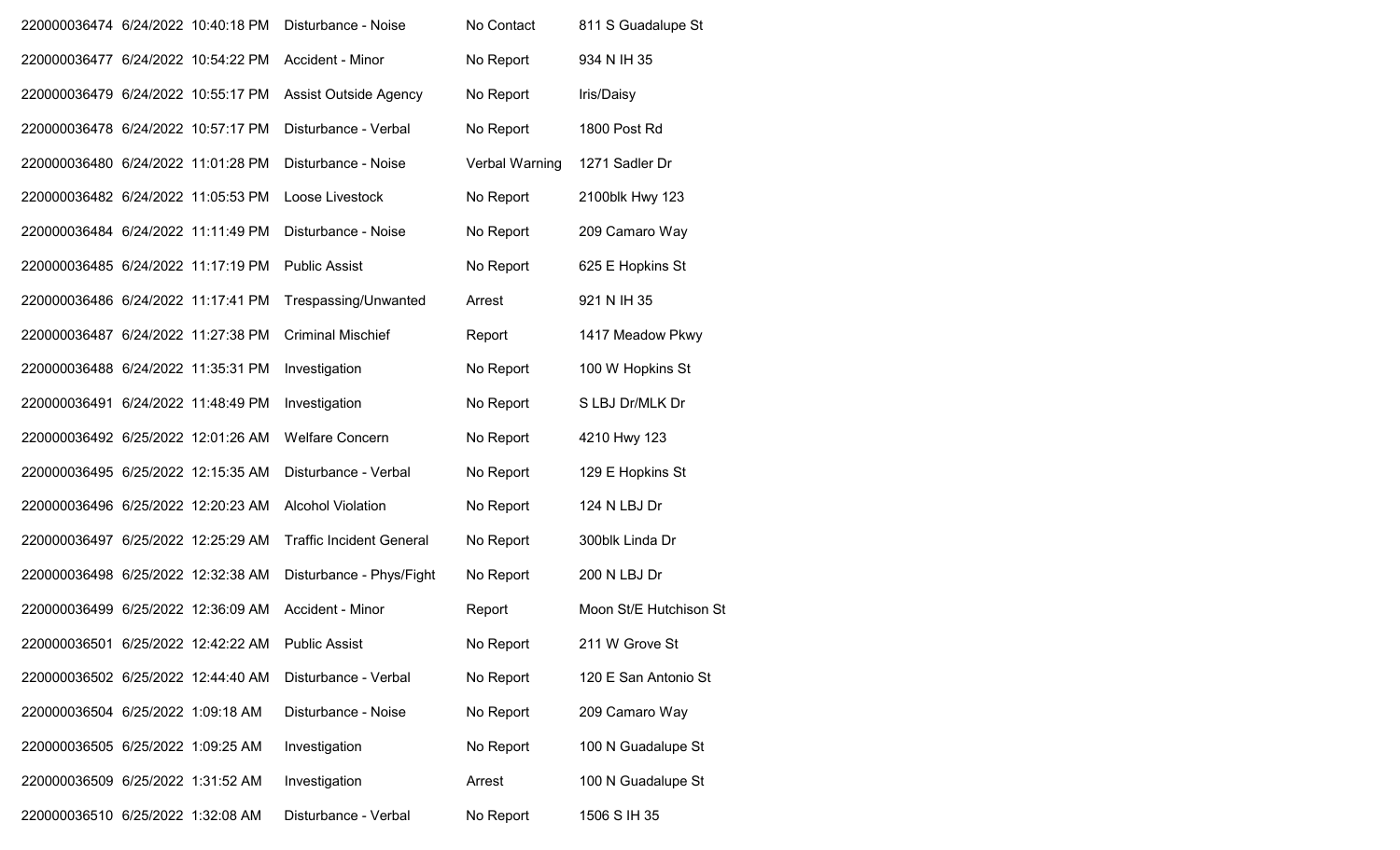| | | | | |
|---|---|---|---|---|
| 220000036474 | 6/24/2022 10:40:18 PM | Disturbance - Noise | No Contact | 811 S Guadalupe St |
| 220000036477 | 6/24/2022 10:54:22 PM | Accident - Minor | No Report | 934 N IH 35 |
| 220000036479 | 6/24/2022 10:55:17 PM | Assist Outside Agency | No Report | Iris/Daisy |
| 220000036478 | 6/24/2022 10:57:17 PM | Disturbance - Verbal | No Report | 1800 Post Rd |
| 220000036480 | 6/24/2022 11:01:28 PM | Disturbance - Noise | Verbal Warning | 1271 Sadler Dr |
| 220000036482 | 6/24/2022 11:05:53 PM | Loose Livestock | No Report | 2100blk Hwy 123 |
| 220000036484 | 6/24/2022 11:11:49 PM | Disturbance - Noise | No Report | 209 Camaro Way |
| 220000036485 | 6/24/2022 11:17:19 PM | Public Assist | No Report | 625 E Hopkins St |
| 220000036486 | 6/24/2022 11:17:41 PM | Trespassing/Unwanted | Arrest | 921 N IH 35 |
| 220000036487 | 6/24/2022 11:27:38 PM | Criminal Mischief | Report | 1417 Meadow Pkwy |
| 220000036488 | 6/24/2022 11:35:31 PM | Investigation | No Report | 100 W Hopkins St |
| 220000036491 | 6/24/2022 11:48:49 PM | Investigation | No Report | S LBJ Dr/MLK Dr |
| 220000036492 | 6/25/2022 12:01:26 AM | Welfare Concern | No Report | 4210 Hwy 123 |
| 220000036495 | 6/25/2022 12:15:35 AM | Disturbance - Verbal | No Report | 129 E Hopkins St |
| 220000036496 | 6/25/2022 12:20:23 AM | Alcohol Violation | No Report | 124 N LBJ Dr |
| 220000036497 | 6/25/2022 12:25:29 AM | Traffic Incident General | No Report | 300blk Linda Dr |
| 220000036498 | 6/25/2022 12:32:38 AM | Disturbance - Phys/Fight | No Report | 200 N LBJ Dr |
| 220000036499 | 6/25/2022 12:36:09 AM | Accident - Minor | Report | Moon St/E Hutchison St |
| 220000036501 | 6/25/2022 12:42:22 AM | Public Assist | No Report | 211 W Grove St |
| 220000036502 | 6/25/2022 12:44:40 AM | Disturbance - Verbal | No Report | 120 E San Antonio St |
| 220000036504 | 6/25/2022 1:09:18 AM | Disturbance - Noise | No Report | 209 Camaro Way |
| 220000036505 | 6/25/2022 1:09:25 AM | Investigation | No Report | 100 N Guadalupe St |
| 220000036509 | 6/25/2022 1:31:52 AM | Investigation | Arrest | 100 N Guadalupe St |
| 220000036510 | 6/25/2022 1:32:08 AM | Disturbance - Verbal | No Report | 1506 S IH 35 |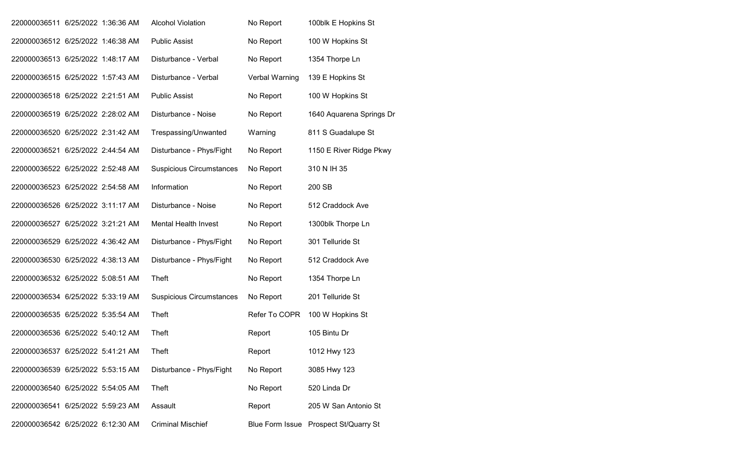| | | | | | |
|---|---|---|---|---|---|
| 220000036511 | 6/25/2022 1:36:36 AM | Alcohol Violation | No Report | 100blk E Hopkins St |
| 220000036512 | 6/25/2022 1:46:38 AM | Public Assist | No Report | 100 W Hopkins St |
| 220000036513 | 6/25/2022 1:48:17 AM | Disturbance - Verbal | No Report | 1354 Thorpe Ln |
| 220000036515 | 6/25/2022 1:57:43 AM | Disturbance - Verbal | Verbal Warning | 139 E Hopkins St |
| 220000036518 | 6/25/2022 2:21:51 AM | Public Assist | No Report | 100 W Hopkins St |
| 220000036519 | 6/25/2022 2:28:02 AM | Disturbance - Noise | No Report | 1640 Aquarena Springs Dr |
| 220000036520 | 6/25/2022 2:31:42 AM | Trespassing/Unwanted | Warning | 811 S Guadalupe St |
| 220000036521 | 6/25/2022 2:44:54 AM | Disturbance - Phys/Fight | No Report | 1150 E River Ridge Pkwy |
| 220000036522 | 6/25/2022 2:52:48 AM | Suspicious Circumstances | No Report | 310 N IH 35 |
| 220000036523 | 6/25/2022 2:54:58 AM | Information | No Report | 200 SB |
| 220000036526 | 6/25/2022 3:11:17 AM | Disturbance - Noise | No Report | 512 Craddock Ave |
| 220000036527 | 6/25/2022 3:21:21 AM | Mental Health Invest | No Report | 1300blk Thorpe Ln |
| 220000036529 | 6/25/2022 4:36:42 AM | Disturbance - Phys/Fight | No Report | 301 Telluride St |
| 220000036530 | 6/25/2022 4:38:13 AM | Disturbance - Phys/Fight | No Report | 512 Craddock Ave |
| 220000036532 | 6/25/2022 5:08:51 AM | Theft | No Report | 1354 Thorpe Ln |
| 220000036534 | 6/25/2022 5:33:19 AM | Suspicious Circumstances | No Report | 201 Telluride St |
| 220000036535 | 6/25/2022 5:35:54 AM | Theft | Refer To COPR | 100 W Hopkins St |
| 220000036536 | 6/25/2022 5:40:12 AM | Theft | Report | 105 Bintu Dr |
| 220000036537 | 6/25/2022 5:41:21 AM | Theft | Report | 1012 Hwy 123 |
| 220000036539 | 6/25/2022 5:53:15 AM | Disturbance - Phys/Fight | No Report | 3085 Hwy 123 |
| 220000036540 | 6/25/2022 5:54:05 AM | Theft | No Report | 520 Linda Dr |
| 220000036541 | 6/25/2022 5:59:23 AM | Assault | Report | 205 W San Antonio St |
| 220000036542 | 6/25/2022 6:12:30 AM | Criminal Mischief | Blue Form Issue | Prospect St/Quarry St |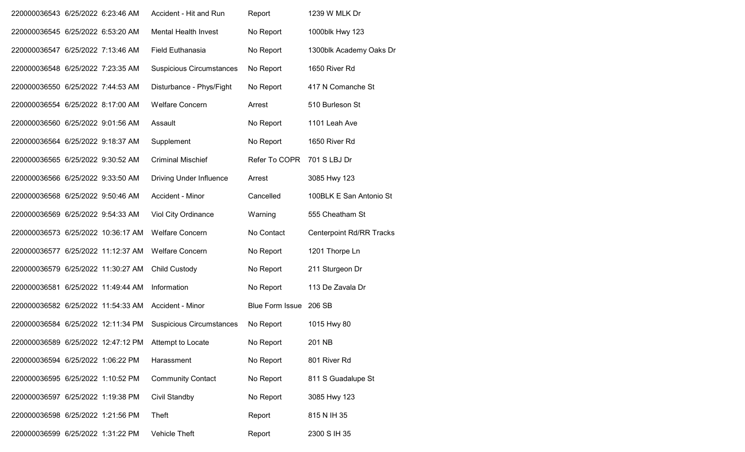| | | | | | |
|---|---|---|---|---|---|
| 220000036543 | 6/25/2022 | 6:23:46 AM | Accident - Hit and Run | Report | 1239 W MLK Dr |
| 220000036545 | 6/25/2022 | 6:53:20 AM | Mental Health Invest | No Report | 1000blk Hwy 123 |
| 220000036547 | 6/25/2022 | 7:13:46 AM | Field Euthanasia | No Report | 1300blk Academy Oaks Dr |
| 220000036548 | 6/25/2022 | 7:23:35 AM | Suspicious Circumstances | No Report | 1650 River Rd |
| 220000036550 | 6/25/2022 | 7:44:53 AM | Disturbance - Phys/Fight | No Report | 417 N Comanche St |
| 220000036554 | 6/25/2022 | 8:17:00 AM | Welfare Concern | Arrest | 510 Burleson St |
| 220000036560 | 6/25/2022 | 9:01:56 AM | Assault | No Report | 1101 Leah Ave |
| 220000036564 | 6/25/2022 | 9:18:37 AM | Supplement | No Report | 1650 River Rd |
| 220000036565 | 6/25/2022 | 9:30:52 AM | Criminal Mischief | Refer To COPR | 701 S LBJ Dr |
| 220000036566 | 6/25/2022 | 9:33:50 AM | Driving Under Influence | Arrest | 3085 Hwy 123 |
| 220000036568 | 6/25/2022 | 9:50:46 AM | Accident - Minor | Cancelled | 100BLK E San Antonio St |
| 220000036569 | 6/25/2022 | 9:54:33 AM | Viol City Ordinance | Warning | 555 Cheatham St |
| 220000036573 | 6/25/2022 | 10:36:17 AM | Welfare Concern | No Contact | Centerpoint Rd/RR Tracks |
| 220000036577 | 6/25/2022 | 11:12:37 AM | Welfare Concern | No Report | 1201 Thorpe Ln |
| 220000036579 | 6/25/2022 | 11:30:27 AM | Child Custody | No Report | 211 Sturgeon Dr |
| 220000036581 | 6/25/2022 | 11:49:44 AM | Information | No Report | 113 De Zavala Dr |
| 220000036582 | 6/25/2022 | 11:54:33 AM | Accident - Minor | Blue Form Issue | 206 SB |
| 220000036584 | 6/25/2022 | 12:11:34 PM | Suspicious Circumstances | No Report | 1015 Hwy 80 |
| 220000036589 | 6/25/2022 | 12:47:12 PM | Attempt to Locate | No Report | 201 NB |
| 220000036594 | 6/25/2022 | 1:06:22 PM | Harassment | No Report | 801 River Rd |
| 220000036595 | 6/25/2022 | 1:10:52 PM | Community Contact | No Report | 811 S Guadalupe St |
| 220000036597 | 6/25/2022 | 1:19:38 PM | Civil Standby | No Report | 3085 Hwy 123 |
| 220000036598 | 6/25/2022 | 1:21:56 PM | Theft | Report | 815 N IH 35 |
| 220000036599 | 6/25/2022 | 1:31:22 PM | Vehicle Theft | Report | 2300 S IH 35 |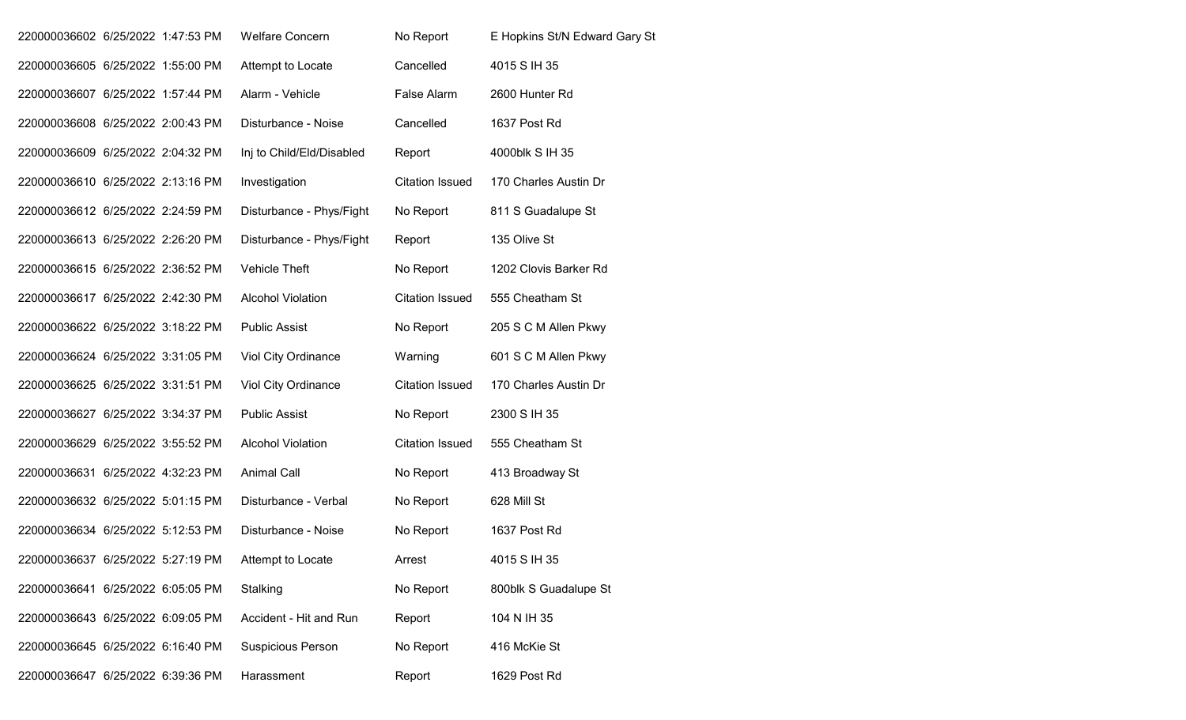| | | | | | |
|---|---|---|---|---|---|
| 220000036602 | 6/25/2022 1:47:53 PM | Welfare Concern | No Report | E Hopkins St/N Edward Gary St |
| 220000036605 | 6/25/2022 1:55:00 PM | Attempt to Locate | Cancelled | 4015 S IH 35 |
| 220000036607 | 6/25/2022 1:57:44 PM | Alarm - Vehicle | False Alarm | 2600 Hunter Rd |
| 220000036608 | 6/25/2022 2:00:43 PM | Disturbance - Noise | Cancelled | 1637 Post Rd |
| 220000036609 | 6/25/2022 2:04:32 PM | Inj to Child/Eld/Disabled | Report | 4000blk S IH 35 |
| 220000036610 | 6/25/2022 2:13:16 PM | Investigation | Citation Issued | 170 Charles Austin Dr |
| 220000036612 | 6/25/2022 2:24:59 PM | Disturbance - Phys/Fight | No Report | 811 S Guadalupe St |
| 220000036613 | 6/25/2022 2:26:20 PM | Disturbance - Phys/Fight | Report | 135 Olive St |
| 220000036615 | 6/25/2022 2:36:52 PM | Vehicle Theft | No Report | 1202 Clovis Barker Rd |
| 220000036617 | 6/25/2022 2:42:30 PM | Alcohol Violation | Citation Issued | 555 Cheatham St |
| 220000036622 | 6/25/2022 3:18:22 PM | Public Assist | No Report | 205 S C M Allen Pkwy |
| 220000036624 | 6/25/2022 3:31:05 PM | Viol City Ordinance | Warning | 601 S C M Allen Pkwy |
| 220000036625 | 6/25/2022 3:31:51 PM | Viol City Ordinance | Citation Issued | 170 Charles Austin Dr |
| 220000036627 | 6/25/2022 3:34:37 PM | Public Assist | No Report | 2300 S IH 35 |
| 220000036629 | 6/25/2022 3:55:52 PM | Alcohol Violation | Citation Issued | 555 Cheatham St |
| 220000036631 | 6/25/2022 4:32:23 PM | Animal Call | No Report | 413 Broadway St |
| 220000036632 | 6/25/2022 5:01:15 PM | Disturbance - Verbal | No Report | 628 Mill St |
| 220000036634 | 6/25/2022 5:12:53 PM | Disturbance - Noise | No Report | 1637 Post Rd |
| 220000036637 | 6/25/2022 5:27:19 PM | Attempt to Locate | Arrest | 4015 S IH 35 |
| 220000036641 | 6/25/2022 6:05:05 PM | Stalking | No Report | 800blk S Guadalupe St |
| 220000036643 | 6/25/2022 6:09:05 PM | Accident - Hit and Run | Report | 104 N IH 35 |
| 220000036645 | 6/25/2022 6:16:40 PM | Suspicious Person | No Report | 416 McKie St |
| 220000036647 | 6/25/2022 6:39:36 PM | Harassment | Report | 1629 Post Rd |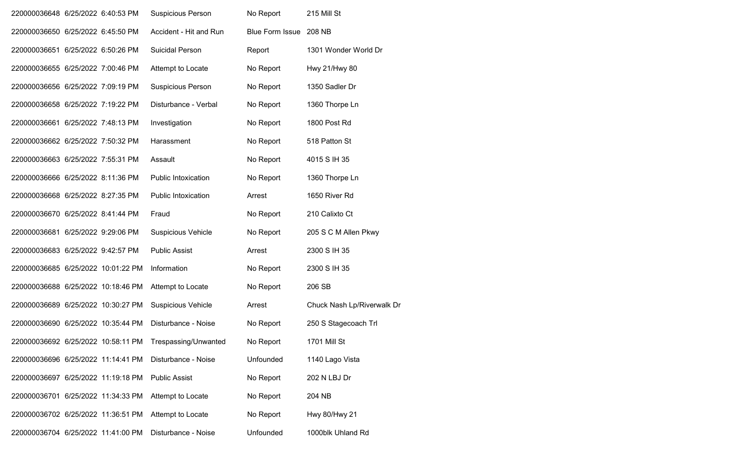| | | | | |
|---|---|---|---|---|
| 220000036648 | 6/25/2022 6:40:53 PM | Suspicious Person | No Report | 215 Mill St |
| 220000036650 | 6/25/2022 6:45:50 PM | Accident - Hit and Run | Blue Form Issue | 208 NB |
| 220000036651 | 6/25/2022 6:50:26 PM | Suicidal Person | Report | 1301 Wonder World Dr |
| 220000036655 | 6/25/2022 7:00:46 PM | Attempt to Locate | No Report | Hwy 21/Hwy 80 |
| 220000036656 | 6/25/2022 7:09:19 PM | Suspicious Person | No Report | 1350 Sadler Dr |
| 220000036658 | 6/25/2022 7:19:22 PM | Disturbance - Verbal | No Report | 1360 Thorpe Ln |
| 220000036661 | 6/25/2022 7:48:13 PM | Investigation | No Report | 1800 Post Rd |
| 220000036662 | 6/25/2022 7:50:32 PM | Harassment | No Report | 518 Patton St |
| 220000036663 | 6/25/2022 7:55:31 PM | Assault | No Report | 4015 S IH 35 |
| 220000036666 | 6/25/2022 8:11:36 PM | Public Intoxication | No Report | 1360 Thorpe Ln |
| 220000036668 | 6/25/2022 8:27:35 PM | Public Intoxication | Arrest | 1650 River Rd |
| 220000036670 | 6/25/2022 8:41:44 PM | Fraud | No Report | 210 Calixto Ct |
| 220000036681 | 6/25/2022 9:29:06 PM | Suspicious Vehicle | No Report | 205 S C M Allen Pkwy |
| 220000036683 | 6/25/2022 9:42:57 PM | Public Assist | Arrest | 2300 S IH 35 |
| 220000036685 | 6/25/2022 10:01:22 PM | Information | No Report | 2300 S IH 35 |
| 220000036688 | 6/25/2022 10:18:46 PM | Attempt to Locate | No Report | 206 SB |
| 220000036689 | 6/25/2022 10:30:27 PM | Suspicious Vehicle | Arrest | Chuck Nash Lp/Riverwalk Dr |
| 220000036690 | 6/25/2022 10:35:44 PM | Disturbance - Noise | No Report | 250 S Stagecoach Trl |
| 220000036692 | 6/25/2022 10:58:11 PM | Trespassing/Unwanted | No Report | 1701 Mill St |
| 220000036696 | 6/25/2022 11:14:41 PM | Disturbance - Noise | Unfounded | 1140 Lago Vista |
| 220000036697 | 6/25/2022 11:19:18 PM | Public Assist | No Report | 202 N LBJ Dr |
| 220000036701 | 6/25/2022 11:34:33 PM | Attempt to Locate | No Report | 204 NB |
| 220000036702 | 6/25/2022 11:36:51 PM | Attempt to Locate | No Report | Hwy 80/Hwy 21 |
| 220000036704 | 6/25/2022 11:41:00 PM | Disturbance - Noise | Unfounded | 1000blk Uhland Rd |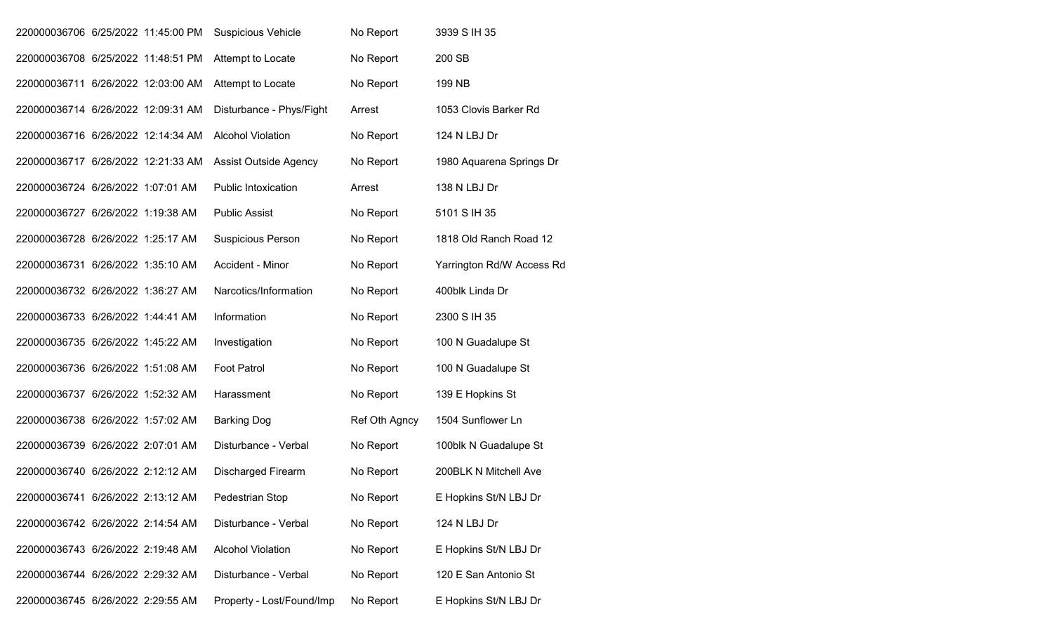| | | | | |
|---|---|---|---|---|
| 220000036706 | 6/25/2022 11:45:00 PM | Suspicious Vehicle | No Report | 3939 S IH 35 |
| 220000036708 | 6/25/2022 11:48:51 PM | Attempt to Locate | No Report | 200 SB |
| 220000036711 | 6/26/2022 12:03:00 AM | Attempt to Locate | No Report | 199 NB |
| 220000036714 | 6/26/2022 12:09:31 AM | Disturbance - Phys/Fight | Arrest | 1053 Clovis Barker Rd |
| 220000036716 | 6/26/2022 12:14:34 AM | Alcohol Violation | No Report | 124 N LBJ Dr |
| 220000036717 | 6/26/2022 12:21:33 AM | Assist Outside Agency | No Report | 1980 Aquarena Springs Dr |
| 220000036724 | 6/26/2022 1:07:01 AM | Public Intoxication | Arrest | 138 N LBJ Dr |
| 220000036727 | 6/26/2022 1:19:38 AM | Public Assist | No Report | 5101 S IH 35 |
| 220000036728 | 6/26/2022 1:25:17 AM | Suspicious Person | No Report | 1818 Old Ranch Road 12 |
| 220000036731 | 6/26/2022 1:35:10 AM | Accident - Minor | No Report | Yarrington Rd/W Access Rd |
| 220000036732 | 6/26/2022 1:36:27 AM | Narcotics/Information | No Report | 400blk Linda Dr |
| 220000036733 | 6/26/2022 1:44:41 AM | Information | No Report | 2300 S IH 35 |
| 220000036735 | 6/26/2022 1:45:22 AM | Investigation | No Report | 100 N Guadalupe St |
| 220000036736 | 6/26/2022 1:51:08 AM | Foot Patrol | No Report | 100 N Guadalupe St |
| 220000036737 | 6/26/2022 1:52:32 AM | Harassment | No Report | 139 E Hopkins St |
| 220000036738 | 6/26/2022 1:57:02 AM | Barking Dog | Ref Oth Agncy | 1504 Sunflower Ln |
| 220000036739 | 6/26/2022 2:07:01 AM | Disturbance - Verbal | No Report | 100blk N Guadalupe St |
| 220000036740 | 6/26/2022 2:12:12 AM | Discharged Firearm | No Report | 200BLK N Mitchell Ave |
| 220000036741 | 6/26/2022 2:13:12 AM | Pedestrian Stop | No Report | E Hopkins St/N LBJ Dr |
| 220000036742 | 6/26/2022 2:14:54 AM | Disturbance - Verbal | No Report | 124 N LBJ Dr |
| 220000036743 | 6/26/2022 2:19:48 AM | Alcohol Violation | No Report | E Hopkins St/N LBJ Dr |
| 220000036744 | 6/26/2022 2:29:32 AM | Disturbance - Verbal | No Report | 120 E San Antonio St |
| 220000036745 | 6/26/2022 2:29:55 AM | Property - Lost/Found/Imp | No Report | E Hopkins St/N LBJ Dr |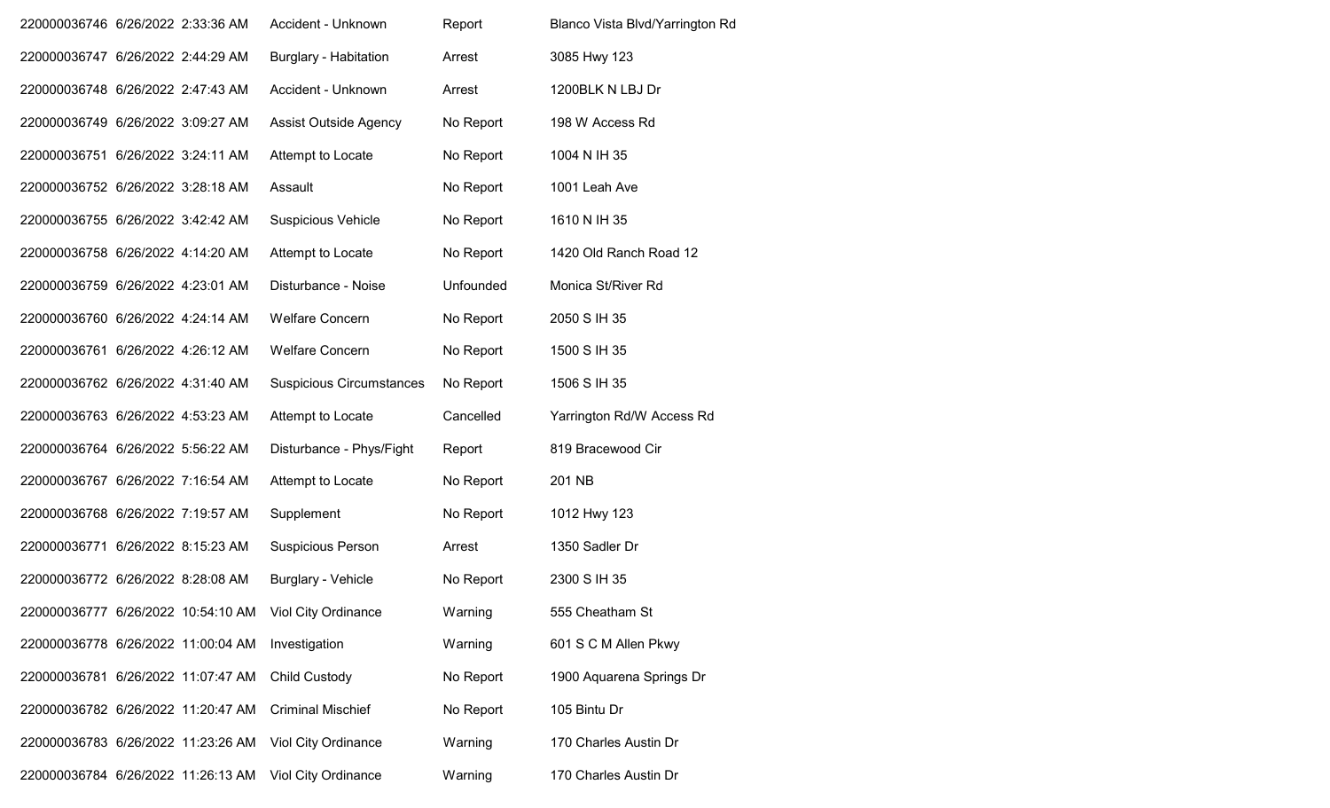| | | | | |
|---|---|---|---|---|
| 220000036746 | 6/26/2022 2:33:36 AM | Accident - Unknown | Report | Blanco Vista Blvd/Yarrington Rd |
| 220000036747 | 6/26/2022 2:44:29 AM | Burglary - Habitation | Arrest | 3085 Hwy 123 |
| 220000036748 | 6/26/2022 2:47:43 AM | Accident - Unknown | Arrest | 1200BLK N LBJ Dr |
| 220000036749 | 6/26/2022 3:09:27 AM | Assist Outside Agency | No Report | 198 W Access Rd |
| 220000036751 | 6/26/2022 3:24:11 AM | Attempt to Locate | No Report | 1004 N IH 35 |
| 220000036752 | 6/26/2022 3:28:18 AM | Assault | No Report | 1001 Leah Ave |
| 220000036755 | 6/26/2022 3:42:42 AM | Suspicious Vehicle | No Report | 1610 N IH 35 |
| 220000036758 | 6/26/2022 4:14:20 AM | Attempt to Locate | No Report | 1420 Old Ranch Road 12 |
| 220000036759 | 6/26/2022 4:23:01 AM | Disturbance - Noise | Unfounded | Monica St/River Rd |
| 220000036760 | 6/26/2022 4:24:14 AM | Welfare Concern | No Report | 2050 S IH 35 |
| 220000036761 | 6/26/2022 4:26:12 AM | Welfare Concern | No Report | 1500 S IH 35 |
| 220000036762 | 6/26/2022 4:31:40 AM | Suspicious Circumstances | No Report | 1506 S IH 35 |
| 220000036763 | 6/26/2022 4:53:23 AM | Attempt to Locate | Cancelled | Yarrington Rd/W Access Rd |
| 220000036764 | 6/26/2022 5:56:22 AM | Disturbance - Phys/Fight | Report | 819 Bracewood Cir |
| 220000036767 | 6/26/2022 7:16:54 AM | Attempt to Locate | No Report | 201 NB |
| 220000036768 | 6/26/2022 7:19:57 AM | Supplement | No Report | 1012 Hwy 123 |
| 220000036771 | 6/26/2022 8:15:23 AM | Suspicious Person | Arrest | 1350 Sadler Dr |
| 220000036772 | 6/26/2022 8:28:08 AM | Burglary - Vehicle | No Report | 2300 S IH 35 |
| 220000036777 | 6/26/2022 10:54:10 AM | Viol City Ordinance | Warning | 555 Cheatham St |
| 220000036778 | 6/26/2022 11:00:04 AM | Investigation | Warning | 601 S C M Allen Pkwy |
| 220000036781 | 6/26/2022 11:07:47 AM | Child Custody | No Report | 1900 Aquarena Springs Dr |
| 220000036782 | 6/26/2022 11:20:47 AM | Criminal Mischief | No Report | 105 Bintu Dr |
| 220000036783 | 6/26/2022 11:23:26 AM | Viol City Ordinance | Warning | 170 Charles Austin Dr |
| 220000036784 | 6/26/2022 11:26:13 AM | Viol City Ordinance | Warning | 170 Charles Austin Dr |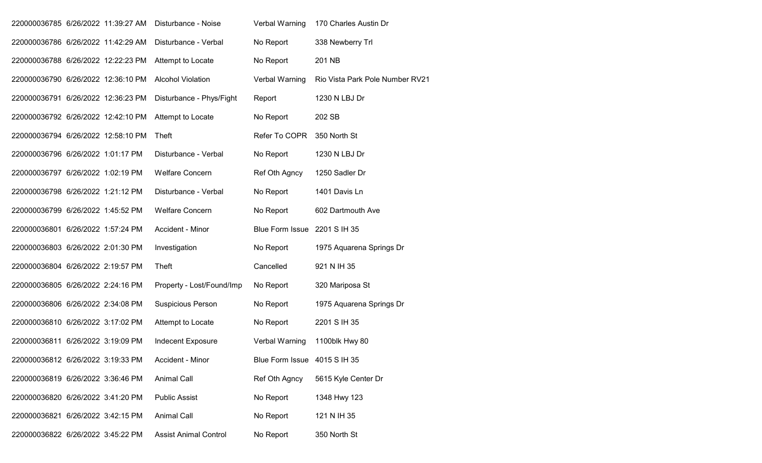| | | | | |
|---|---|---|---|---|
| 220000036785 | 6/26/2022 11:39:27 AM | Disturbance - Noise | Verbal Warning | 170 Charles Austin Dr |
| 220000036786 | 6/26/2022 11:42:29 AM | Disturbance - Verbal | No Report | 338 Newberry Trl |
| 220000036788 | 6/26/2022 12:22:23 PM | Attempt to Locate | No Report | 201 NB |
| 220000036790 | 6/26/2022 12:36:10 PM | Alcohol Violation | Verbal Warning | Rio Vista Park Pole Number RV21 |
| 220000036791 | 6/26/2022 12:36:23 PM | Disturbance - Phys/Fight | Report | 1230 N LBJ Dr |
| 220000036792 | 6/26/2022 12:42:10 PM | Attempt to Locate | No Report | 202 SB |
| 220000036794 | 6/26/2022 12:58:10 PM | Theft | Refer To COPR | 350 North St |
| 220000036796 | 6/26/2022 1:01:17 PM | Disturbance - Verbal | No Report | 1230 N LBJ Dr |
| 220000036797 | 6/26/2022 1:02:19 PM | Welfare Concern | Ref Oth Agncy | 1250 Sadler Dr |
| 220000036798 | 6/26/2022 1:21:12 PM | Disturbance - Verbal | No Report | 1401 Davis Ln |
| 220000036799 | 6/26/2022 1:45:52 PM | Welfare Concern | No Report | 602 Dartmouth Ave |
| 220000036801 | 6/26/2022 1:57:24 PM | Accident - Minor | Blue Form Issue | 2201 S IH 35 |
| 220000036803 | 6/26/2022 2:01:30 PM | Investigation | No Report | 1975 Aquarena Springs Dr |
| 220000036804 | 6/26/2022 2:19:57 PM | Theft | Cancelled | 921 N IH 35 |
| 220000036805 | 6/26/2022 2:24:16 PM | Property - Lost/Found/Imp | No Report | 320 Mariposa St |
| 220000036806 | 6/26/2022 2:34:08 PM | Suspicious Person | No Report | 1975 Aquarena Springs Dr |
| 220000036810 | 6/26/2022 3:17:02 PM | Attempt to Locate | No Report | 2201 S IH 35 |
| 220000036811 | 6/26/2022 3:19:09 PM | Indecent Exposure | Verbal Warning | 1100blk Hwy 80 |
| 220000036812 | 6/26/2022 3:19:33 PM | Accident - Minor | Blue Form Issue | 4015 S IH 35 |
| 220000036819 | 6/26/2022 3:36:46 PM | Animal Call | Ref Oth Agncy | 5615 Kyle Center Dr |
| 220000036820 | 6/26/2022 3:41:20 PM | Public Assist | No Report | 1348 Hwy 123 |
| 220000036821 | 6/26/2022 3:42:15 PM | Animal Call | No Report | 121 N IH 35 |
| 220000036822 | 6/26/2022 3:45:22 PM | Assist Animal Control | No Report | 350 North St |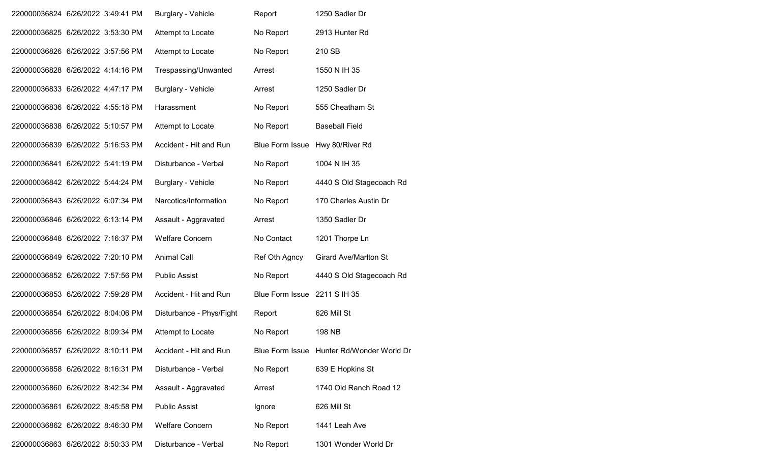| | | | | | |
|---|---|---|---|---|---|
| 220000036824 | 6/26/2022 | 3:49:41 PM | Burglary - Vehicle | Report | 1250 Sadler Dr |
| 220000036825 | 6/26/2022 | 3:53:30 PM | Attempt to Locate | No Report | 2913 Hunter Rd |
| 220000036826 | 6/26/2022 | 3:57:56 PM | Attempt to Locate | No Report | 210 SB |
| 220000036828 | 6/26/2022 | 4:14:16 PM | Trespassing/Unwanted | Arrest | 1550 N IH 35 |
| 220000036833 | 6/26/2022 | 4:47:17 PM | Burglary - Vehicle | Arrest | 1250 Sadler Dr |
| 220000036836 | 6/26/2022 | 4:55:18 PM | Harassment | No Report | 555 Cheatham St |
| 220000036838 | 6/26/2022 | 5:10:57 PM | Attempt to Locate | No Report | Baseball Field |
| 220000036839 | 6/26/2022 | 5:16:53 PM | Accident - Hit and Run | Blue Form Issue | Hwy 80/River Rd |
| 220000036841 | 6/26/2022 | 5:41:19 PM | Disturbance - Verbal | No Report | 1004 N IH 35 |
| 220000036842 | 6/26/2022 | 5:44:24 PM | Burglary - Vehicle | No Report | 4440 S Old Stagecoach Rd |
| 220000036843 | 6/26/2022 | 6:07:34 PM | Narcotics/Information | No Report | 170 Charles Austin Dr |
| 220000036846 | 6/26/2022 | 6:13:14 PM | Assault - Aggravated | Arrest | 1350 Sadler Dr |
| 220000036848 | 6/26/2022 | 7:16:37 PM | Welfare Concern | No Contact | 1201 Thorpe Ln |
| 220000036849 | 6/26/2022 | 7:20:10 PM | Animal Call | Ref Oth Agncy | Girard Ave/Marlton St |
| 220000036852 | 6/26/2022 | 7:57:56 PM | Public Assist | No Report | 4440 S Old Stagecoach Rd |
| 220000036853 | 6/26/2022 | 7:59:28 PM | Accident - Hit and Run | Blue Form Issue | 2211 S IH 35 |
| 220000036854 | 6/26/2022 | 8:04:06 PM | Disturbance - Phys/Fight | Report | 626 Mill St |
| 220000036856 | 6/26/2022 | 8:09:34 PM | Attempt to Locate | No Report | 198 NB |
| 220000036857 | 6/26/2022 | 8:10:11 PM | Accident - Hit and Run | Blue Form Issue | Hunter Rd/Wonder World Dr |
| 220000036858 | 6/26/2022 | 8:16:31 PM | Disturbance - Verbal | No Report | 639 E Hopkins St |
| 220000036860 | 6/26/2022 | 8:42:34 PM | Assault - Aggravated | Arrest | 1740 Old Ranch Road 12 |
| 220000036861 | 6/26/2022 | 8:45:58 PM | Public Assist | Ignore | 626 Mill St |
| 220000036862 | 6/26/2022 | 8:46:30 PM | Welfare Concern | No Report | 1441 Leah Ave |
| 220000036863 | 6/26/2022 | 8:50:33 PM | Disturbance - Verbal | No Report | 1301 Wonder World Dr |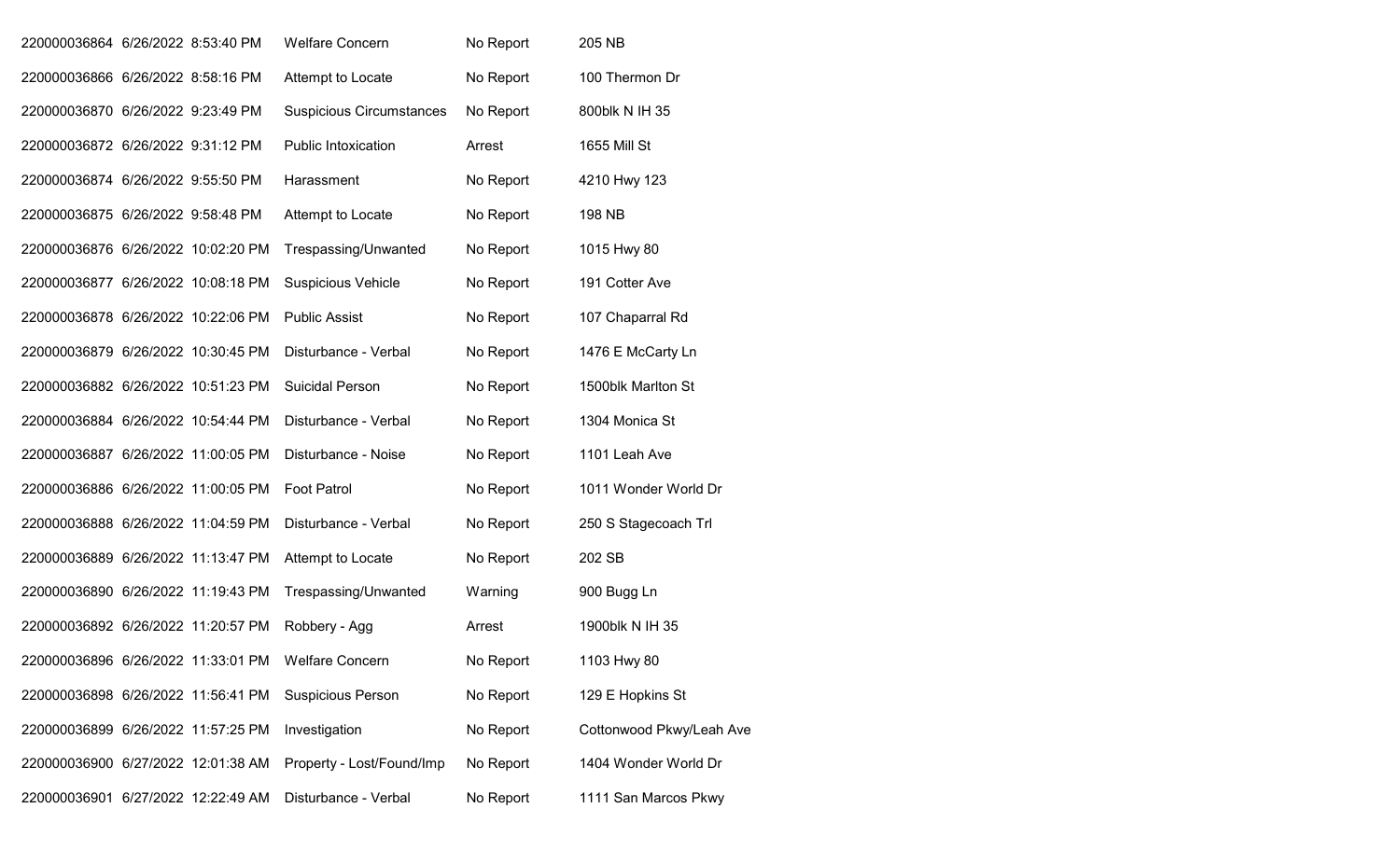| | | | | |
|---|---|---|---|---|
| 220000036864 | 6/26/2022 8:53:40 PM | Welfare Concern | No Report | 205 NB |
| 220000036866 | 6/26/2022 8:58:16 PM | Attempt to Locate | No Report | 100 Thermon Dr |
| 220000036870 | 6/26/2022 9:23:49 PM | Suspicious Circumstances | No Report | 800blk N IH 35 |
| 220000036872 | 6/26/2022 9:31:12 PM | Public Intoxication | Arrest | 1655 Mill St |
| 220000036874 | 6/26/2022 9:55:50 PM | Harassment | No Report | 4210 Hwy 123 |
| 220000036875 | 6/26/2022 9:58:48 PM | Attempt to Locate | No Report | 198 NB |
| 220000036876 | 6/26/2022 10:02:20 PM | Trespassing/Unwanted | No Report | 1015 Hwy 80 |
| 220000036877 | 6/26/2022 10:08:18 PM | Suspicious Vehicle | No Report | 191 Cotter Ave |
| 220000036878 | 6/26/2022 10:22:06 PM | Public Assist | No Report | 107 Chaparral Rd |
| 220000036879 | 6/26/2022 10:30:45 PM | Disturbance - Verbal | No Report | 1476 E McCarty Ln |
| 220000036882 | 6/26/2022 10:51:23 PM | Suicidal Person | No Report | 1500blk Marlton St |
| 220000036884 | 6/26/2022 10:54:44 PM | Disturbance - Verbal | No Report | 1304 Monica St |
| 220000036887 | 6/26/2022 11:00:05 PM | Disturbance - Noise | No Report | 1101 Leah Ave |
| 220000036886 | 6/26/2022 11:00:05 PM | Foot Patrol | No Report | 1011 Wonder World Dr |
| 220000036888 | 6/26/2022 11:04:59 PM | Disturbance - Verbal | No Report | 250 S Stagecoach Trl |
| 220000036889 | 6/26/2022 11:13:47 PM | Attempt to Locate | No Report | 202 SB |
| 220000036890 | 6/26/2022 11:19:43 PM | Trespassing/Unwanted | Warning | 900 Bugg Ln |
| 220000036892 | 6/26/2022 11:20:57 PM | Robbery - Agg | Arrest | 1900blk N IH 35 |
| 220000036896 | 6/26/2022 11:33:01 PM | Welfare Concern | No Report | 1103 Hwy 80 |
| 220000036898 | 6/26/2022 11:56:41 PM | Suspicious Person | No Report | 129 E Hopkins St |
| 220000036899 | 6/26/2022 11:57:25 PM | Investigation | No Report | Cottonwood Pkwy/Leah Ave |
| 220000036900 | 6/27/2022 12:01:38 AM | Property - Lost/Found/Imp | No Report | 1404 Wonder World Dr |
| 220000036901 | 6/27/2022 12:22:49 AM | Disturbance - Verbal | No Report | 1111 San Marcos Pkwy |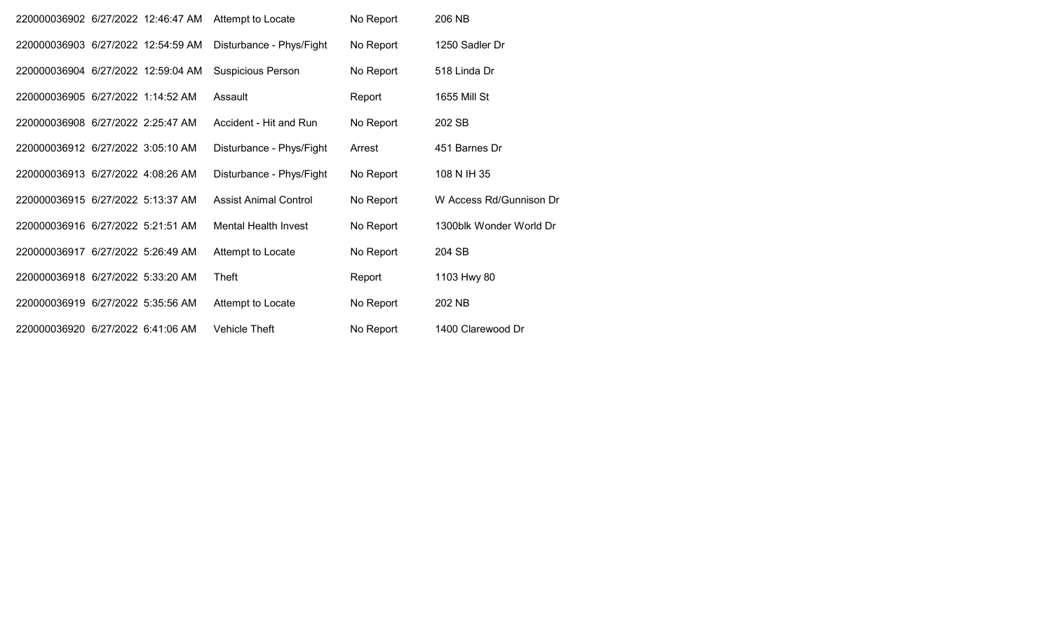| | | | | |
|---|---|---|---|---|
| 220000036902 | 6/27/2022 12:46:47 AM | Attempt to Locate | No Report | 206 NB |
| 220000036903 | 6/27/2022 12:54:59 AM | Disturbance - Phys/Fight | No Report | 1250 Sadler Dr |
| 220000036904 | 6/27/2022 12:59:04 AM | Suspicious Person | No Report | 518 Linda Dr |
| 220000036905 | 6/27/2022 1:14:52 AM | Assault | Report | 1655 Mill St |
| 220000036908 | 6/27/2022 2:25:47 AM | Accident - Hit and Run | No Report | 202 SB |
| 220000036912 | 6/27/2022 3:05:10 AM | Disturbance - Phys/Fight | Arrest | 451 Barnes Dr |
| 220000036913 | 6/27/2022 4:08:26 AM | Disturbance - Phys/Fight | No Report | 108 N IH 35 |
| 220000036915 | 6/27/2022 5:13:37 AM | Assist Animal Control | No Report | W Access Rd/Gunnison Dr |
| 220000036916 | 6/27/2022 5:21:51 AM | Mental Health Invest | No Report | 1300blk Wonder World Dr |
| 220000036917 | 6/27/2022 5:26:49 AM | Attempt to Locate | No Report | 204 SB |
| 220000036918 | 6/27/2022 5:33:20 AM | Theft | Report | 1103 Hwy 80 |
| 220000036919 | 6/27/2022 5:35:56 AM | Attempt to Locate | No Report | 202 NB |
| 220000036920 | 6/27/2022 6:41:06 AM | Vehicle Theft | No Report | 1400 Clarewood Dr |